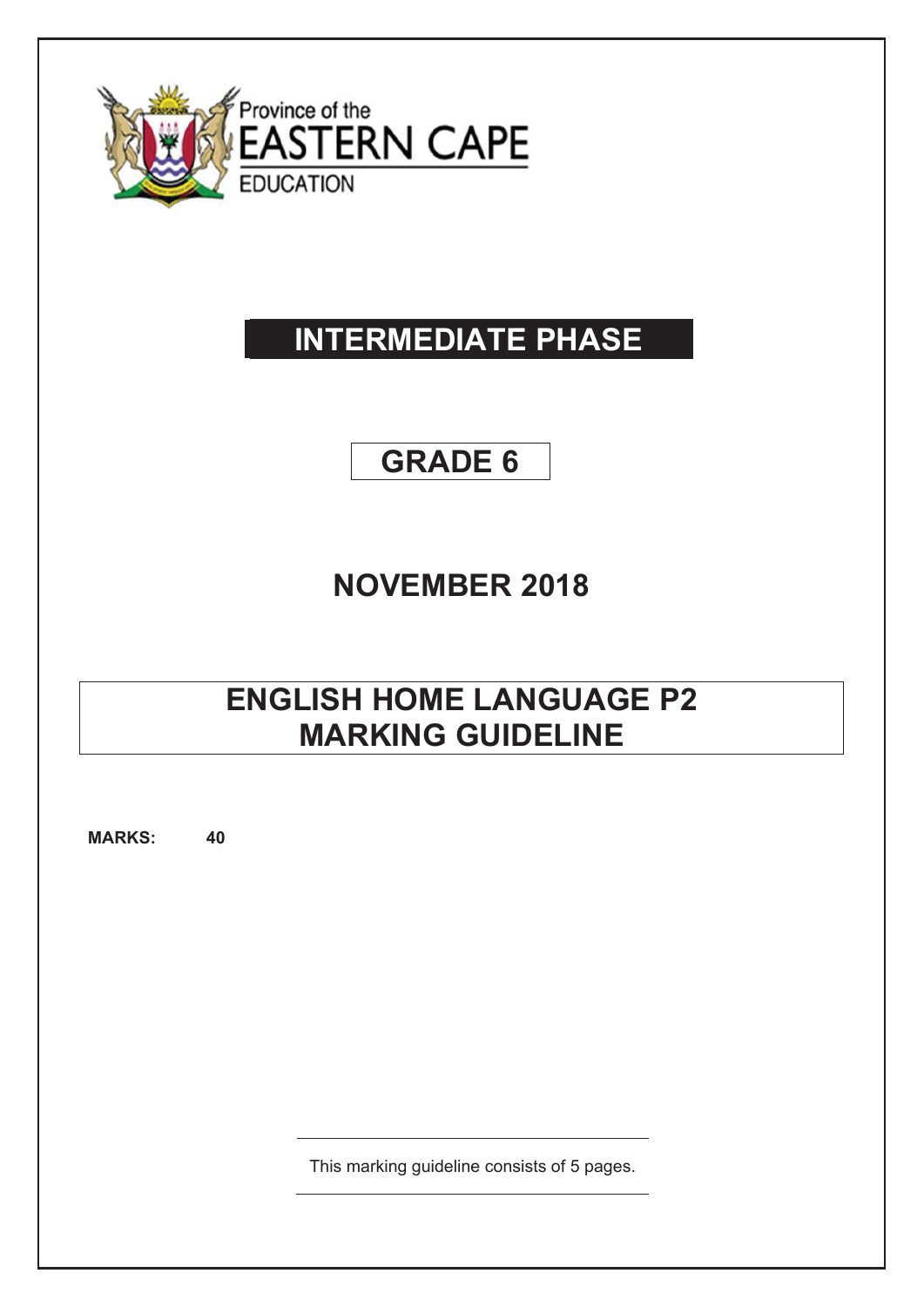Province of the
EASTERN CAPE
EDUCATION

# INTERMEDIATE PHASE

## GRADE 6

## NOVEMBER 2018

# ENGLISH HOME LANGUAGE P2
# MARKING GUIDELINE

**MARKS:** **40**

This marking guideline consists of 5 pages.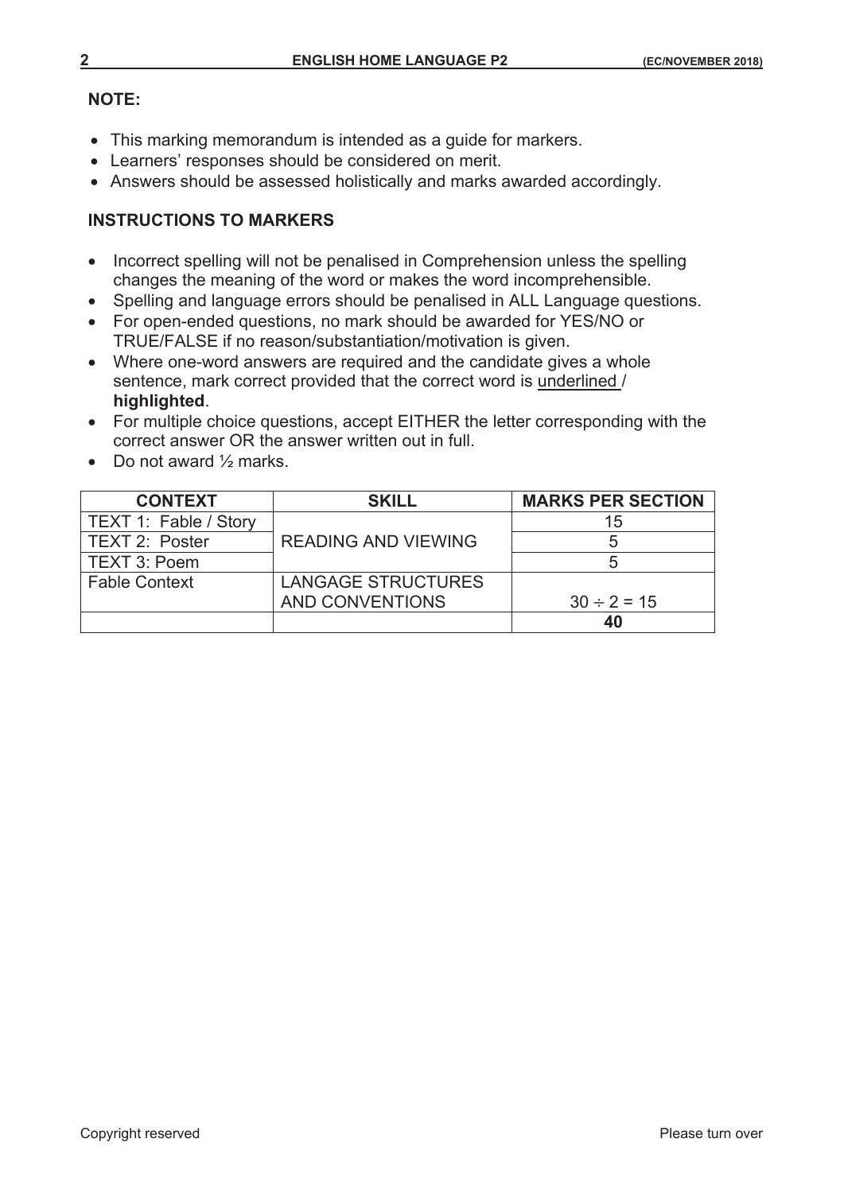**NOTE:**

- This marking memorandum is intended as a guide for markers.
- Learners' responses should be considered on merit.
- Answers should be assessed holistically and marks awarded accordingly.

**INSTRUCTIONS TO MARKERS**

- Incorrect spelling will not be penalised in Comprehension unless the spelling changes the meaning of the word or makes the word incomprehensible.
- Spelling and language errors should be penalised in ALL Language questions.
- For open-ended questions, no mark should be awarded for YES/NO or TRUE/FALSE if no reason/substantiation/motivation is given.
- Where one-word answers are required and the candidate gives a whole sentence, mark correct provided that the correct word is <u>underlined</u> / **highlighted**.
- For multiple choice questions, accept EITHER the letter corresponding with the correct answer OR the answer written out in full.
- Do not award ½ marks.

| CONTEXT | SKILL | MARKS PER SECTION |
|---|---|---|
| TEXT 1: Fable / Story | READING AND VIEWING | 15 |
| TEXT 2: Poster | | 5 |
| TEXT 3: Poem | | 5 |
| Fable Context | LANGAGE STRUCTURES AND CONVENTIONS | 30 ÷ 2 = 15 |
| | | **40** |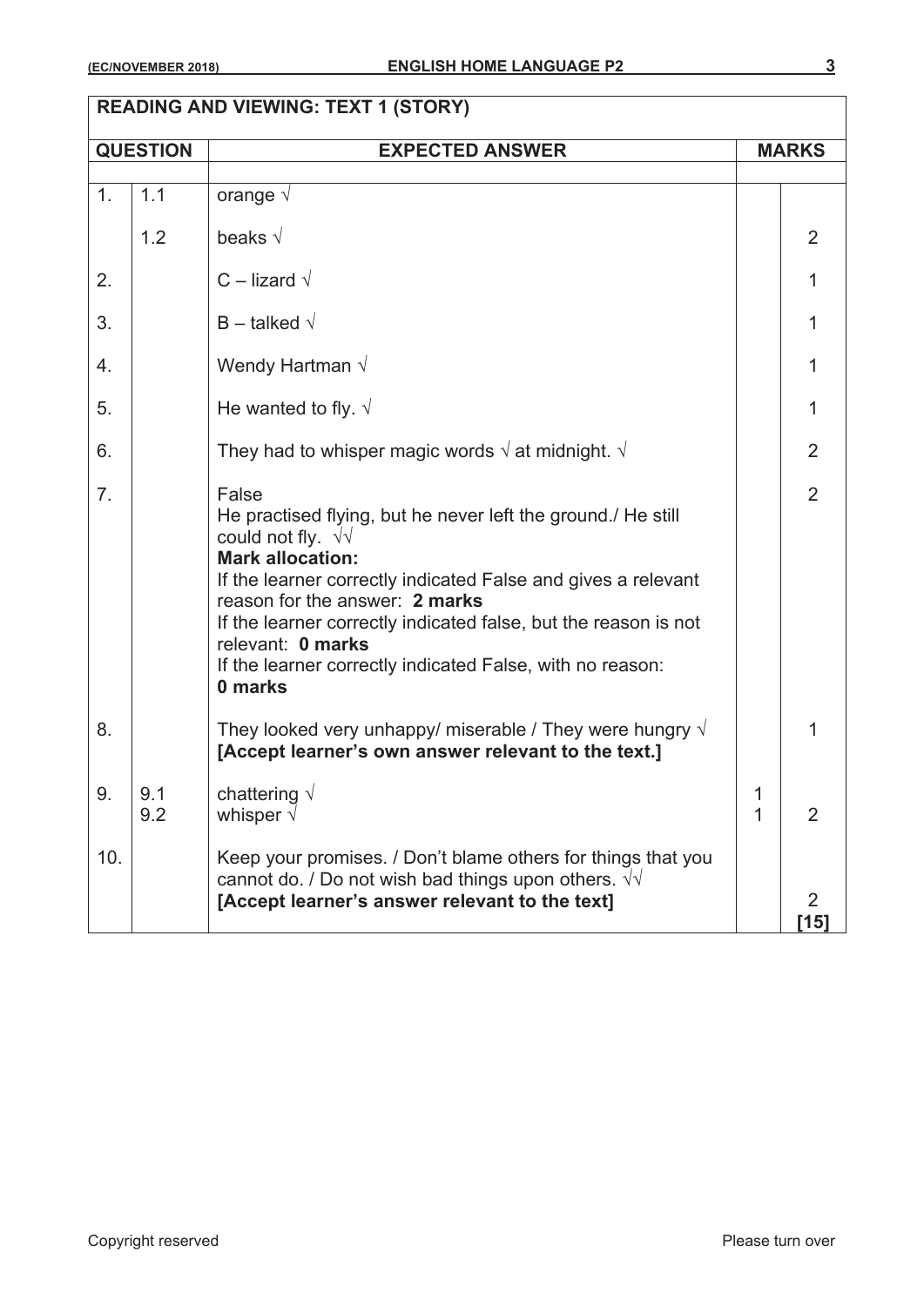| READING AND VIEWING: TEXT 1 (STORY) | | | | |
|---|---|---|---|---|
| **QUESTION** | | **EXPECTED ANSWER** | **MARKS** | |
| 1. | 1.1 | orange √ | | |
| | 1.2 | beaks √ | | 2 |
| 2. | | C – lizard √ | | 1 |
| 3. | | B – talked √ | | 1 |
| 4. | | Wendy Hartman √ | | 1 |
| 5. | | He wanted to fly. √ | | 1 |
| 6. | | They had to whisper magic words √ at midnight. √ | | 2 |
| 7. | | False<br>He practised flying, but he never left the ground./ He still could not fly. √√<br>**Mark allocation:**<br>If the learner correctly indicated False and gives a relevant reason for the answer: **2 marks**<br>If the learner correctly indicated false, but the reason is not relevant: **0 marks**<br>If the learner correctly indicated False, with no reason: **0 marks** | | 2 |
| 8. | | They looked very unhappy/ miserable / They were hungry √<br>**[Accept learner's own answer relevant to the text.]** | | 1 |
| 9. | 9.1<br>9.2 | chattering √<br>whisper √ | 1<br>1 | 2 |
| 10. | | Keep your promises. / Don't blame others for things that you cannot do. / Do not wish bad things upon others. √√<br>**[Accept learner's answer relevant to the text]** | | 2<br>**[15]** |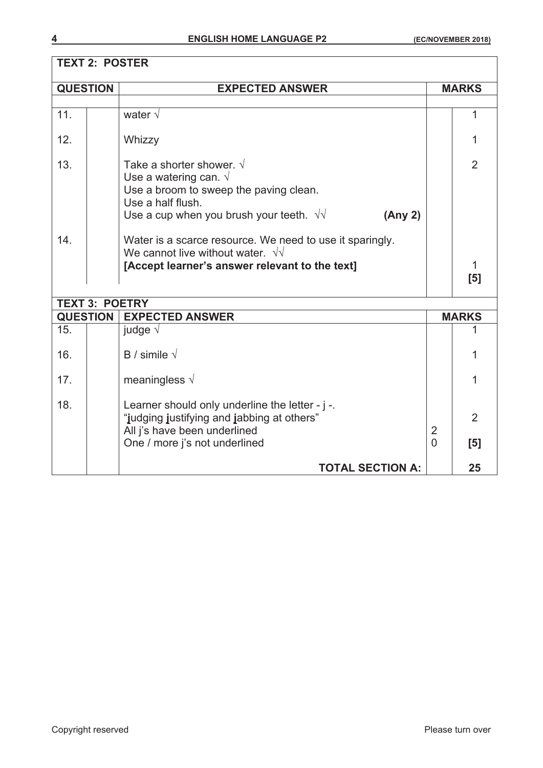## TEXT 2: POSTER

| QUESTION | | EXPECTED ANSWER | MARKS | |
|---|---|---|---|---|
| 11. | | water √ | | 1 |
| 12. | | Whizzy | | 1 |
| 13. | | Take a shorter shower. √<br>Use a watering can. √<br>Use a broom to sweep the paving clean.<br>Use a half flush.<br>Use a cup when you brush your teeth. √√ **(Any 2)** | | 2 |
| 14. | | Water is a scarce resource. We need to use it sparingly.<br>We cannot live without water. √√<br>**[Accept learner's answer relevant to the text]** | | 1<br>**[5]** |

## TEXT 3: POETRY

| QUESTION | | EXPECTED ANSWER | MARKS | |
|---|---|---|---|---|
| 15. | | judge √ | | 1 |
| 16. | | B / simile √ | | 1 |
| 17. | | meaningless √ | | 1 |
| 18. | | Learner should only underline the letter - j -.<br>"**j**udging **j**ustifying and **j**abbing at others"<br>All j's have been underlined<br>One / more j's not underlined | <br><br>2<br>0 | 2<br><br>**[5]** |
| | | **TOTAL SECTION A:** | | **25** |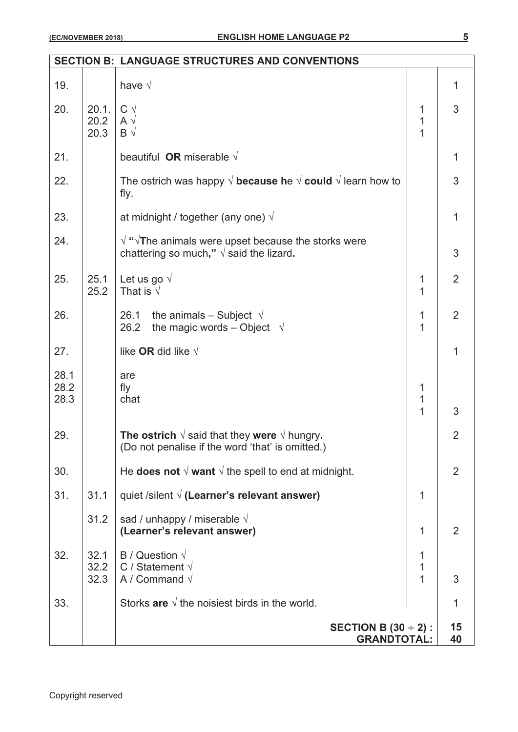| | | | | |
|---|---|---|---|---|
| **SECTION B: LANGUAGE STRUCTURES AND CONVENTIONS** | | | | |
| 19. | | have √ | | 1 |
| 20. | 20.1.<br>20.2<br>20.3 | C √<br>A √<br>B √ | 1<br>1<br>1 | 3 |
| 21. | | beautiful **OR** miserable √ | | 1 |
| 22. | | The ostrich was happy √ **because h**e √ **could** √ learn how to fly. | | 3 |
| 23. | | at midnight / together (any one) √ | | 1 |
| 24. | | √ **"**√**T**he animals were upset because the storks were chattering so much**,"** √ said the lizard**.** | | 3 |
| 25. | 25.1<br>25.2 | Let us go √<br>That is √ | 1<br>1 | 2 |
| 26. | | 26.1 the animals – Subject √<br>26.2 the magic words – Object √ | 1<br>1 | 2 |
| 27. | | like **OR** did like √ | | 1 |
| 28.1<br>28.2<br>28.3 | | are<br>fly<br>chat | 1<br>1<br>1 | 3 |
| 29. | | **The ostrich** √ said that they **were** √ hungry**.**<br>(Do not penalise if the word 'that' is omitted.) | | 2 |
| 30. | | He **does not** √ **want** √ the spell to end at midnight. | | 2 |
| 31. | 31.1 | quiet /silent √ **(Learner's relevant answer)** | 1 | |
| | 31.2 | sad / unhappy / miserable √<br>**(Learner's relevant answer)** | 1 | 2 |
| 32. | 32.1<br>32.2<br>32.3 | B / Question √<br>C / Statement √<br>A / Command √ | 1<br>1<br>1 | 3 |
| 33. | | Storks **are** √ the noisiest birds in the world. | | 1 |
| | | **SECTION B (30 ÷ 2) :**<br>**GRANDTOTAL:** | | **15**<br>**40** |